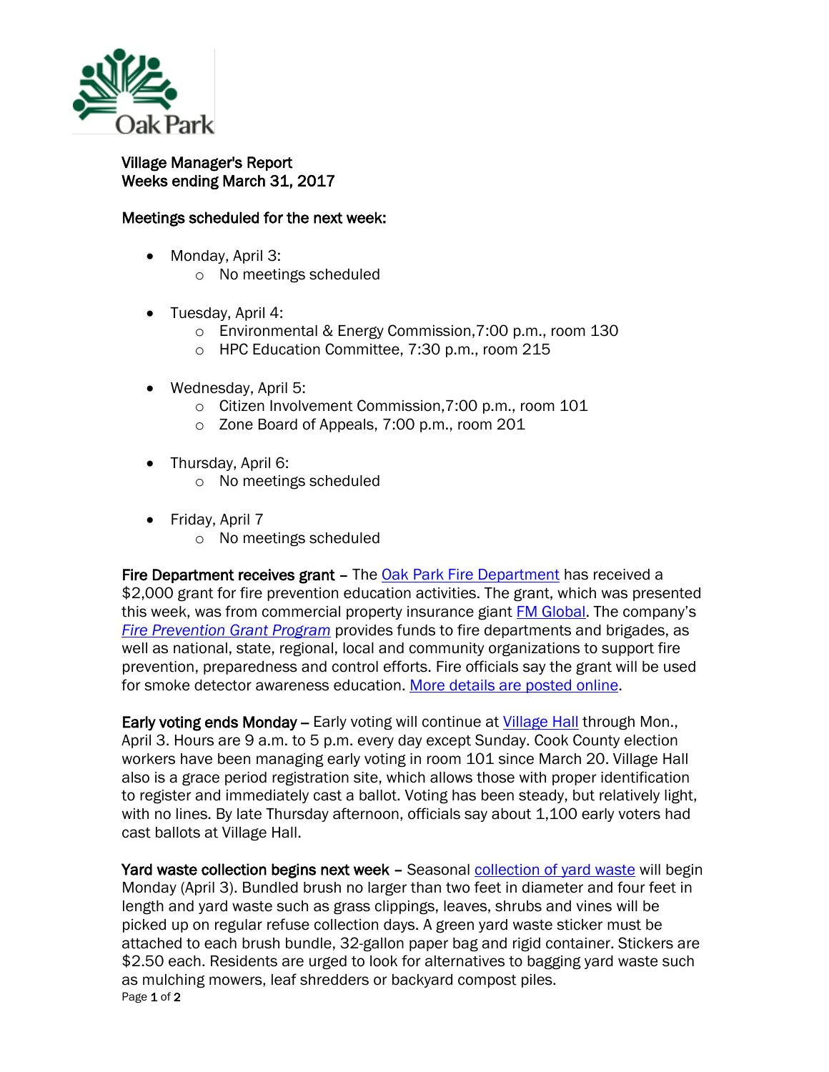Oak Park

# Village Manager's Report
## Weeks ending March 31, 2017

### Meetings scheduled for the next week:

- Monday, April 3:
  - No meetings scheduled
- Tuesday, April 4:
  - Environmental & Energy Commission,7:00 p.m., room 130
  - HPC Education Committee, 7:30 p.m., room 215
- Wednesday, April 5:
  - Citizen Involvement Commission,7:00 p.m., room 101
  - Zone Board of Appeals, 7:00 p.m., room 201
- Thursday, April 6:
  - No meetings scheduled
- Friday, April 7
  - No meetings scheduled

**Fire Department receives grant** – The Oak Park Fire Department has received a $2,000 grant for fire prevention education activities. The grant, which was presented this week, was from commercial property insurance giant FM Global. The company's *Fire Prevention Grant Program* provides funds to fire departments and brigades, as well as national, state, regional, local and community organizations to support fire prevention, preparedness and control efforts. Fire officials say the grant will be used for smoke detector awareness education. More details are posted online.

**Early voting ends Monday** – Early voting will continue at Village Hall through Mon., April 3. Hours are 9 a.m. to 5 p.m. every day except Sunday. Cook County election workers have been managing early voting in room 101 since March 20. Village Hall also is a grace period registration site, which allows those with proper identification to register and immediately cast a ballot. Voting has been steady, but relatively light, with no lines. By late Thursday afternoon, officials say about 1,100 early voters had cast ballots at Village Hall.

**Yard waste collection begins next week** – Seasonal collection of yard waste will begin Monday (April 3). Bundled brush no larger than two feet in diameter and four feet in length and yard waste such as grass clippings, leaves, shrubs and vines will be picked up on regular refuse collection days. A green yard waste sticker must be attached to each brush bundle, 32-gallon paper bag and rigid container. Stickers are $2.50 each. Residents are urged to look for alternatives to bagging yard waste such as mulching mowers, leaf shredders or backyard compost piles.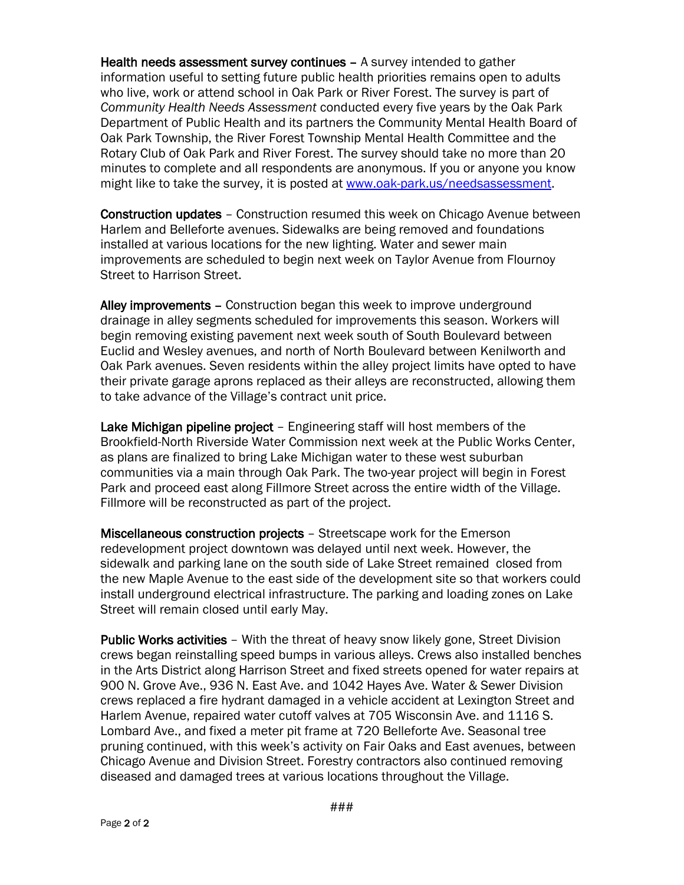**Health needs assessment survey continues** – A survey intended to gather information useful to setting future public health priorities remains open to adults who live, work or attend school in Oak Park or River Forest. The survey is part of *Community Health Needs Assessment* conducted every five years by the Oak Park Department of Public Health and its partners the Community Mental Health Board of Oak Park Township, the River Forest Township Mental Health Committee and the Rotary Club of Oak Park and River Forest. The survey should take no more than 20 minutes to complete and all respondents are anonymous. If you or anyone you know might like to take the survey, it is posted at [www.oak-park.us/needsassessment](http://www.oak-park.us/needsassessment).

**Construction updates** – Construction resumed this week on Chicago Avenue between Harlem and Belleforte avenues. Sidewalks are being removed and foundations installed at various locations for the new lighting. Water and sewer main improvements are scheduled to begin next week on Taylor Avenue from Flournoy Street to Harrison Street.

**Alley improvements** – Construction began this week to improve underground drainage in alley segments scheduled for improvements this season. Workers will begin removing existing pavement next week south of South Boulevard between Euclid and Wesley avenues, and north of North Boulevard between Kenilworth and Oak Park avenues. Seven residents within the alley project limits have opted to have their private garage aprons replaced as their alleys are reconstructed, allowing them to take advance of the Village's contract unit price.

**Lake Michigan pipeline project** – Engineering staff will host members of the Brookfield-North Riverside Water Commission next week at the Public Works Center, as plans are finalized to bring Lake Michigan water to these west suburban communities via a main through Oak Park. The two-year project will begin in Forest Park and proceed east along Fillmore Street across the entire width of the Village. Fillmore will be reconstructed as part of the project.

**Miscellaneous construction projects** – Streetscape work for the Emerson redevelopment project downtown was delayed until next week. However, the sidewalk and parking lane on the south side of Lake Street remained closed from the new Maple Avenue to the east side of the development site so that workers could install underground electrical infrastructure. The parking and loading zones on Lake Street will remain closed until early May.

**Public Works activities** – With the threat of heavy snow likely gone, Street Division crews began reinstalling speed bumps in various alleys. Crews also installed benches in the Arts District along Harrison Street and fixed streets opened for water repairs at 900 N. Grove Ave., 936 N. East Ave. and 1042 Hayes Ave. Water & Sewer Division crews replaced a fire hydrant damaged in a vehicle accident at Lexington Street and Harlem Avenue, repaired water cutoff valves at 705 Wisconsin Ave. and 1116 S. Lombard Ave., and fixed a meter pit frame at 720 Belleforte Ave. Seasonal tree pruning continued, with this week's activity on Fair Oaks and East avenues, between Chicago Avenue and Division Street. Forestry contractors also continued removing diseased and damaged trees at various locations throughout the Village.

###